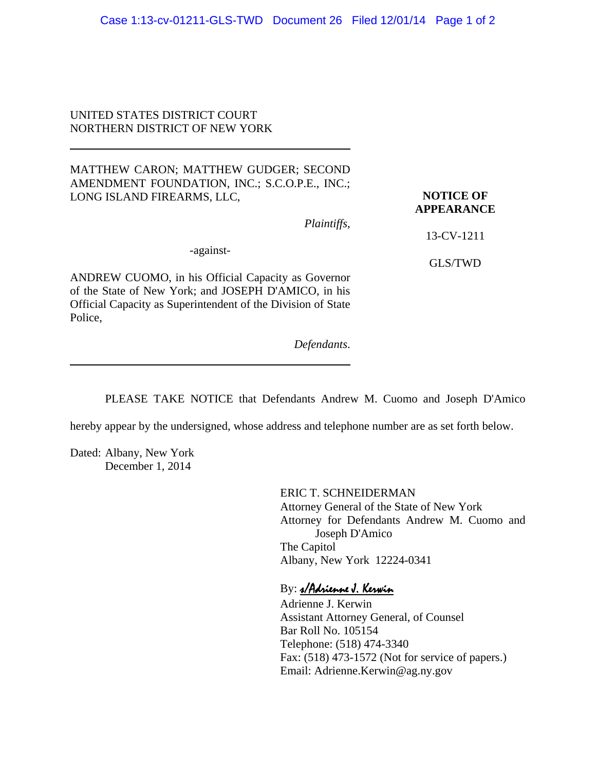UNITED STATES DISTRICT COURT
NORTHERN DISTRICT OF NEW YORK

---

MATTHEW CARON; MATTHEW GUDGER; SECOND AMENDMENT FOUNDATION, INC.; S.C.O.P.E., INC.; LONG ISLAND FIREARMS, LLC,

*Plaintiffs*,

-against-

ANDREW CUOMO, in his Official Capacity as Governor of the State of New York; and JOSEPH D'AMICO, in his Official Capacity as Superintendent of the Division of State Police,

*Defendants*.

---

**NOTICE OF APPEARANCE**

13-CV-1211

GLS/TWD

PLEASE TAKE NOTICE that Defendants Andrew M. Cuomo and Joseph D'Amico hereby appear by the undersigned, whose address and telephone number are as set forth below.

Dated: Albany, New York
December 1, 2014

ERIC T. SCHNEIDERMAN
Attorney General of the State of New York
Attorney for Defendants Andrew M. Cuomo and Joseph D'Amico
The Capitol
Albany, New York 12224-0341

By: s/Adrienne J. Kerwin
Adrienne J. Kerwin
Assistant Attorney General, of Counsel
Bar Roll No. 105154
Telephone: (518) 474-3340
Fax: (518) 473-1572 (Not for service of papers.)
Email: Adrienne.Kerwin@ag.ny.gov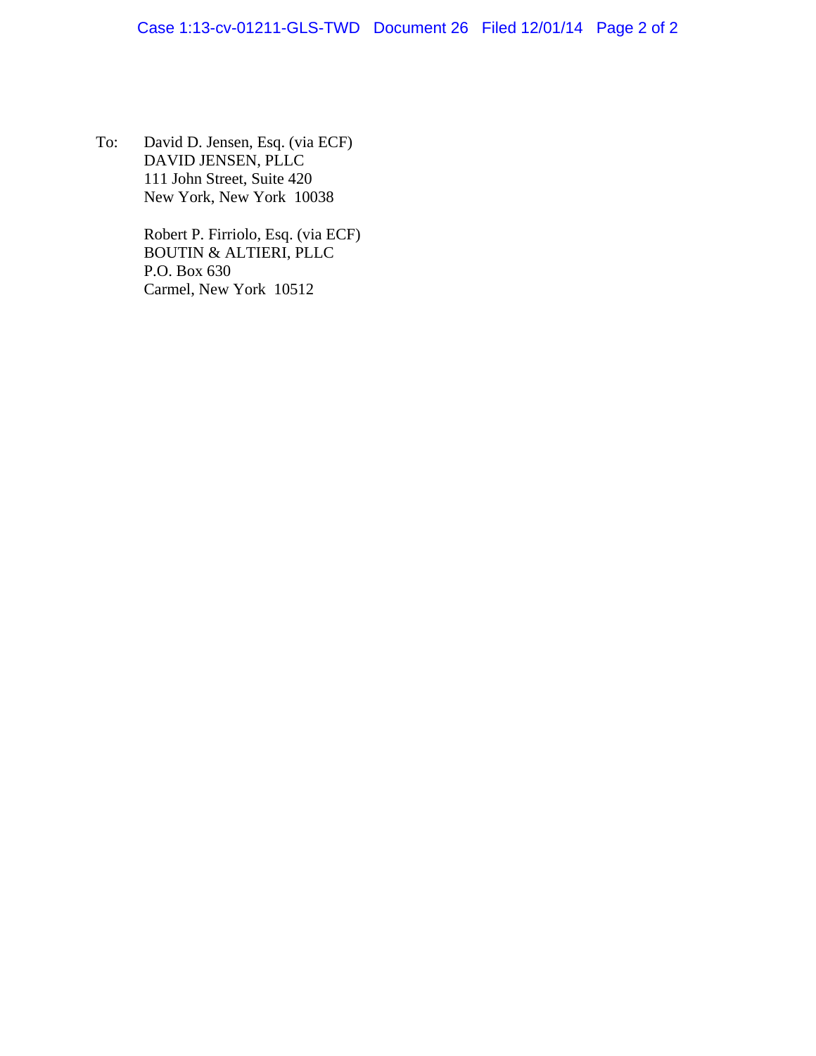To: David D. Jensen, Esq. (via ECF)
DAVID JENSEN, PLLC
111 John Street, Suite 420
New York, New York 10038

Robert P. Firriolo, Esq. (via ECF)
BOUTIN & ALTIERI, PLLC
P.O. Box 630
Carmel, New York 10512